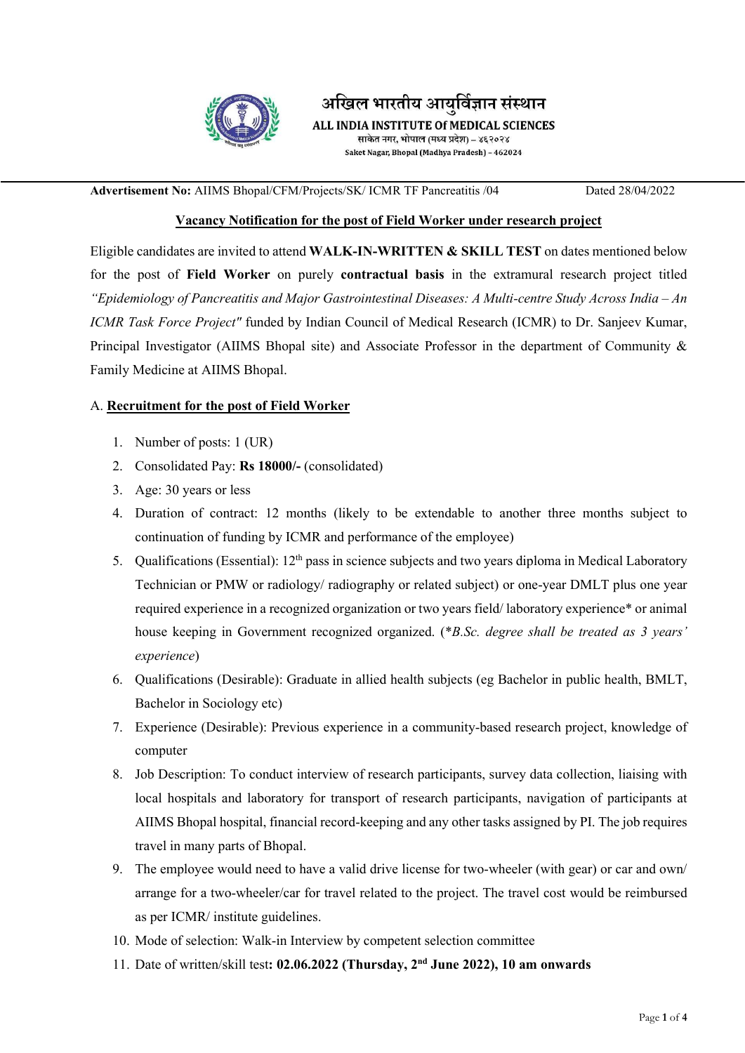अखिल भारतीय आयुर्विज्ञान संस्थान

ALL INDIA INSTITUTE Of MEDICAL SCIENCES

साकेत नगर, भोपाल (मध्य प्रदेश) – ४६२०२४

Saket Nagar, Bhopal (Madhya Pradesh) - 462024

**Advertisement No:** AIIMS Bhopal/CFM/Projects/SK/ ICMR TF Pancreatitis /04 Dated 28/04/2022

## Vacancy Notification for the post of Field Worker under research project

Eligible candidates are invited to attend **WALK-IN-WRITTEN & SKILL TEST** on dates mentioned below for the post of **Field Worker** on purely **contractual basis** in the extramural research project titled *"Epidemiology of Pancreatitis and Major Gastrointestinal Diseases: A Multi-centre Study Across India – An ICMR Task Force Project"* funded by Indian Council of Medical Research (ICMR) to Dr. Sanjeev Kumar, Principal Investigator (AIIMS Bhopal site) and Associate Professor in the department of Community & Family Medicine at AIIMS Bhopal.

### A. Recruitment for the post of Field Worker

1. Number of posts: 1 (UR)
2. Consolidated Pay: **Rs 18000/-** (consolidated)
3. Age: 30 years or less
4. Duration of contract: 12 months (likely to be extendable to another three months subject to continuation of funding by ICMR and performance of the employee)
5. Qualifications (Essential): 12th pass in science subjects and two years diploma in Medical Laboratory Technician or PMW or radiology/ radiography or related subject) or one-year DMLT plus one year required experience in a recognized organization or two years field/ laboratory experience* or animal house keeping in Government recognized organized. (**B.Sc. degree shall be treated as 3 years' experience*)
6. Qualifications (Desirable): Graduate in allied health subjects (eg Bachelor in public health, BMLT, Bachelor in Sociology etc)
7. Experience (Desirable): Previous experience in a community-based research project, knowledge of computer
8. Job Description: To conduct interview of research participants, survey data collection, liaising with local hospitals and laboratory for transport of research participants, navigation of participants at AIIMS Bhopal hospital, financial record-keeping and any other tasks assigned by PI. The job requires travel in many parts of Bhopal.
9. The employee would need to have a valid drive license for two-wheeler (with gear) or car and own/ arrange for a two-wheeler/car for travel related to the project. The travel cost would be reimbursed as per ICMR/ institute guidelines.
10. Mode of selection: Walk-in Interview by competent selection committee
11. Date of written/skill test**: 02.06.2022 (Thursday, 2nd June 2022), 10 am onwards**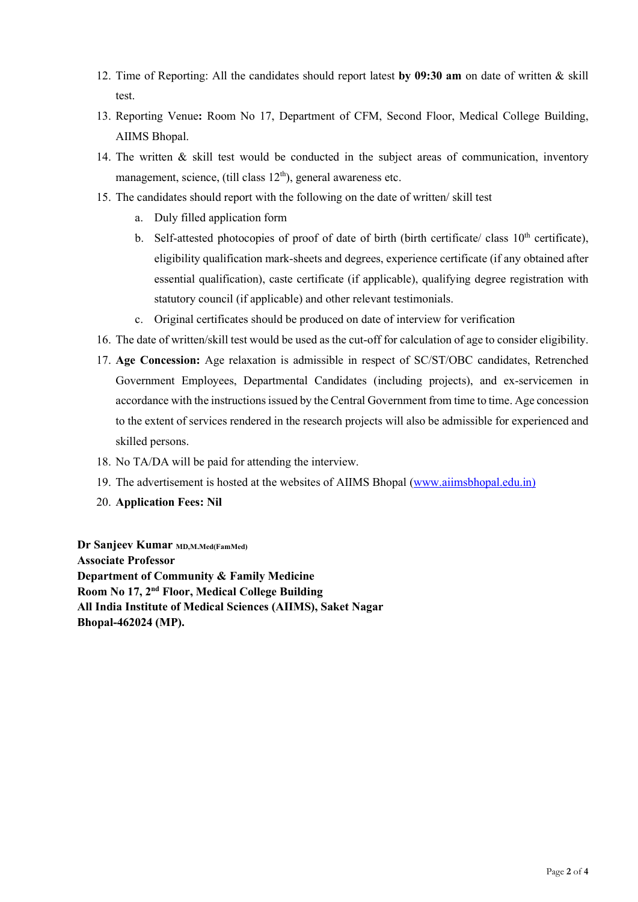12. Time of Reporting: All the candidates should report latest **by 09:30 am** on date of written & skill test.
13. Reporting Venue**:** Room No 17, Department of CFM, Second Floor, Medical College Building, AIIMS Bhopal.
14. The written & skill test would be conducted in the subject areas of communication, inventory management, science, (till class 12th), general awareness etc.
15. The candidates should report with the following on the date of written/ skill test
    a. Duly filled application form
    b. Self-attested photocopies of proof of date of birth (birth certificate/ class 10th certificate), eligibility qualification mark-sheets and degrees, experience certificate (if any obtained after essential qualification), caste certificate (if applicable), qualifying degree registration with statutory council (if applicable) and other relevant testimonials.
    c. Original certificates should be produced on date of interview for verification
16. The date of written/skill test would be used as the cut-off for calculation of age to consider eligibility.
17. **Age Concession:** Age relaxation is admissible in respect of SC/ST/OBC candidates, Retrenched Government Employees, Departmental Candidates (including projects), and ex-servicemen in accordance with the instructions issued by the Central Government from time to time. Age concession to the extent of services rendered in the research projects will also be admissible for experienced and skilled persons.
18. No TA/DA will be paid for attending the interview.
19. The advertisement is hosted at the websites of AIIMS Bhopal (www.aiimsbhopal.edu.in)
20. **Application Fees: Nil**

**Dr Sanjeev Kumar** MD,M.Med(FamMed)
**Associate Professor**
**Department of Community & Family Medicine**
**Room No 17, 2nd Floor, Medical College Building**
**All India Institute of Medical Sciences (AIIMS), Saket Nagar**
**Bhopal-462024 (MP).**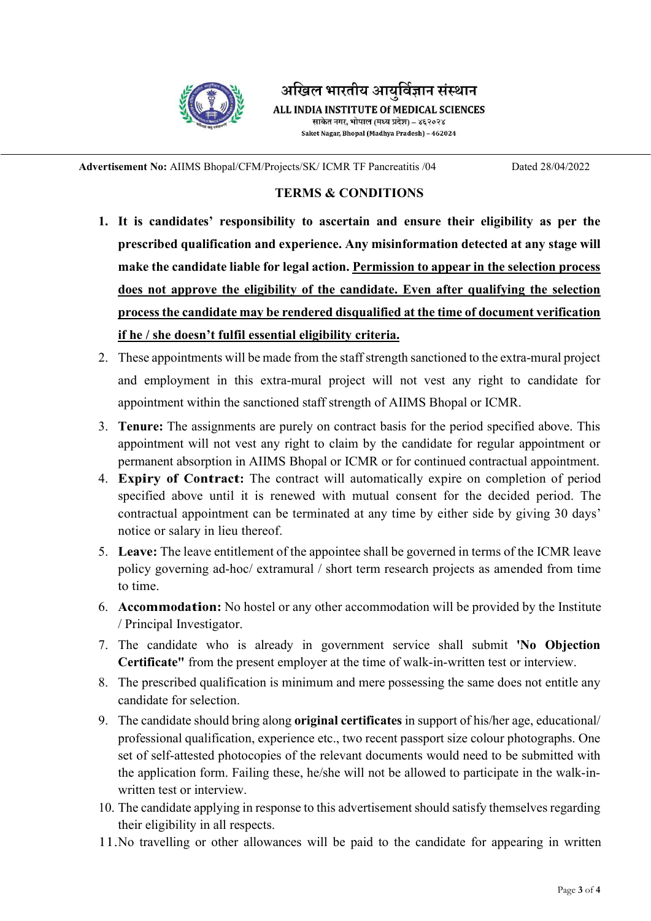अखिल भारतीय आयुर्विज्ञान संस्थान

**ALL INDIA INSTITUTE Of MEDICAL SCIENCES**

साकेत नगर, भोपाल (मध्य प्रदेश) – ४६२०२४

Saket Nagar, Bhopal (Madhya Pradesh) – 462024

**Advertisement No:** AIIMS Bhopal/CFM/Projects/SK/ ICMR TF Pancreatitis /04 Dated 28/04/2022

## TERMS & CONDITIONS

1. **It is candidates' responsibility to ascertain and ensure their eligibility as per the prescribed qualification and experience. Any misinformation detected at any stage will make the candidate liable for legal action. <u>Permission to appear in the selection process does not approve the eligibility of the candidate. Even after qualifying the selection process the candidate may be rendered disqualified at the time of document verification if he / she doesn't fulfil essential eligibility criteria.</u>**
2. These appointments will be made from the staff strength sanctioned to the extra-mural project and employment in this extra-mural project will not vest any right to candidate for appointment within the sanctioned staff strength of AIIMS Bhopal or ICMR.
3. **Tenure:** The assignments are purely on contract basis for the period specified above. This appointment will not vest any right to claim by the candidate for regular appointment or permanent absorption in AIIMS Bhopal or ICMR or for continued contractual appointment.
4. **Expiry of Contract:** The contract will automatically expire on completion of period specified above until it is renewed with mutual consent for the decided period. The contractual appointment can be terminated at any time by either side by giving 30 days' notice or salary in lieu thereof.
5. **Leave:** The leave entitlement of the appointee shall be governed in terms of the ICMR leave policy governing ad-hoc/ extramural / short term research projects as amended from time to time.
6. **Accommodation:** No hostel or any other accommodation will be provided by the Institute / Principal Investigator.
7. The candidate who is already in government service shall submit **'No Objection Certificate"** from the present employer at the time of walk-in-written test or interview.
8. The prescribed qualification is minimum and mere possessing the same does not entitle any candidate for selection.
9. The candidate should bring along **original certificates** in support of his/her age, educational/ professional qualification, experience etc., two recent passport size colour photographs. One set of self-attested photocopies of the relevant documents would need to be submitted with the application form. Failing these, he/she will not be allowed to participate in the walk-in-written test or interview.
10. The candidate applying in response to this advertisement should satisfy themselves regarding their eligibility in all respects.
11. No travelling or other allowances will be paid to the candidate for appearing in written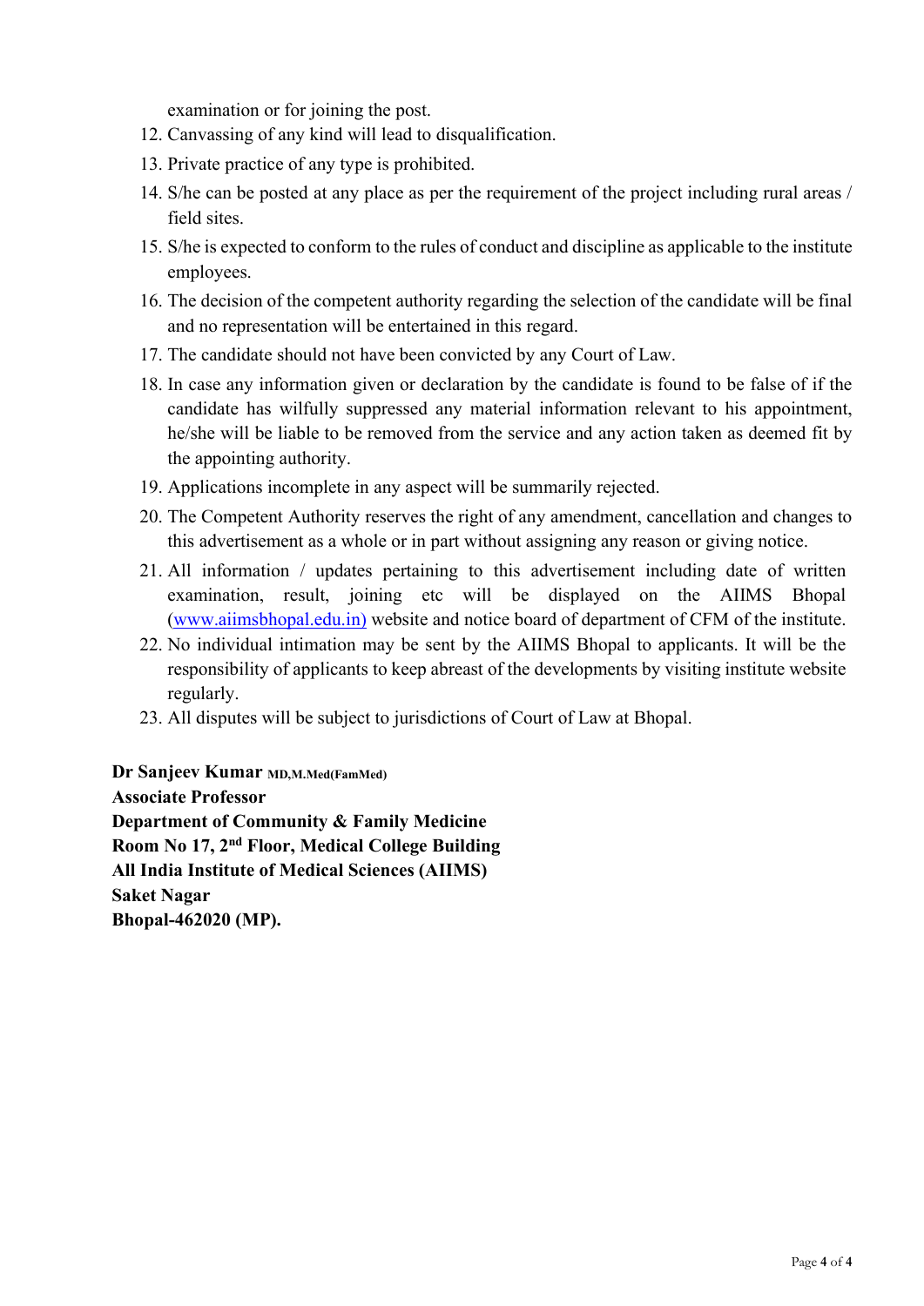examination or for joining the post.

12. Canvassing of any kind will lead to disqualification.
13. Private practice of any type is prohibited.
14. S/he can be posted at any place as per the requirement of the project including rural areas / field sites.
15. S/he is expected to conform to the rules of conduct and discipline as applicable to the institute employees.
16. The decision of the competent authority regarding the selection of the candidate will be final and no representation will be entertained in this regard.
17. The candidate should not have been convicted by any Court of Law.
18. In case any information given or declaration by the candidate is found to be false of if the candidate has wilfully suppressed any material information relevant to his appointment, he/she will be liable to be removed from the service and any action taken as deemed fit by the appointing authority.
19. Applications incomplete in any aspect will be summarily rejected.
20. The Competent Authority reserves the right of any amendment, cancellation and changes to this advertisement as a whole or in part without assigning any reason or giving notice.
21. All information / updates pertaining to this advertisement including date of written examination, result, joining etc will be displayed on the AIIMS Bhopal (www.aiimsbhopal.edu.in) website and notice board of department of CFM of the institute.
22. No individual intimation may be sent by the AIIMS Bhopal to applicants. It will be the responsibility of applicants to keep abreast of the developments by visiting institute website regularly.
23. All disputes will be subject to jurisdictions of Court of Law at Bhopal.

**Dr Sanjeev Kumar** MD,M.Med(FamMed)
**Associate Professor**
**Department of Community & Family Medicine**
**Room No 17, 2nd Floor, Medical College Building**
**All India Institute of Medical Sciences (AIIMS)**
**Saket Nagar**
**Bhopal-462020 (MP).**